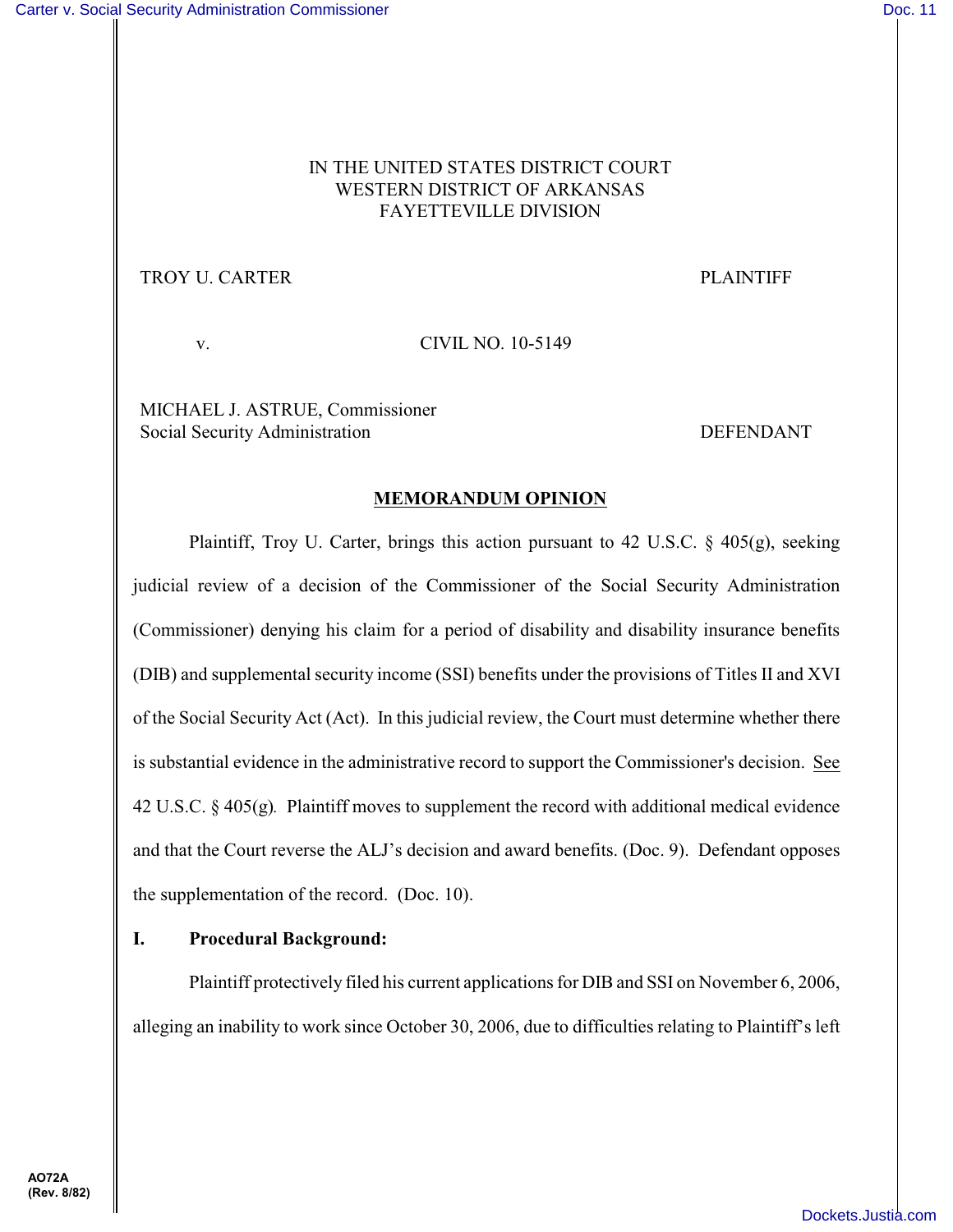IN THE UNITED STATES DISTRICT COURT
WESTERN DISTRICT OF ARKANSAS
FAYETTEVILLE DIVISION

TROY U. CARTER — PLAINTIFF

v. — CIVIL NO. 10-5149

MICHAEL J. ASTRUE, Commissioner
Social Security Administration — DEFENDANT

**MEMORANDUM OPINION**

Plaintiff, Troy U. Carter, brings this action pursuant to 42 U.S.C. § 405(g), seeking judicial review of a decision of the Commissioner of the Social Security Administration (Commissioner) denying his claim for a period of disability and disability insurance benefits (DIB) and supplemental security income (SSI) benefits under the provisions of Titles II and XVI of the Social Security Act (Act). In this judicial review, the Court must determine whether there is substantial evidence in the administrative record to support the Commissioner's decision. See 42 U.S.C. § 405(g). Plaintiff moves to supplement the record with additional medical evidence and that the Court reverse the ALJ's decision and award benefits. (Doc. 9). Defendant opposes the supplementation of the record. (Doc. 10).

## I. Procedural Background:

Plaintiff protectively filed his current applications for DIB and SSI on November 6, 2006, alleging an inability to work since October 30, 2006, due to difficulties relating to Plaintiff's left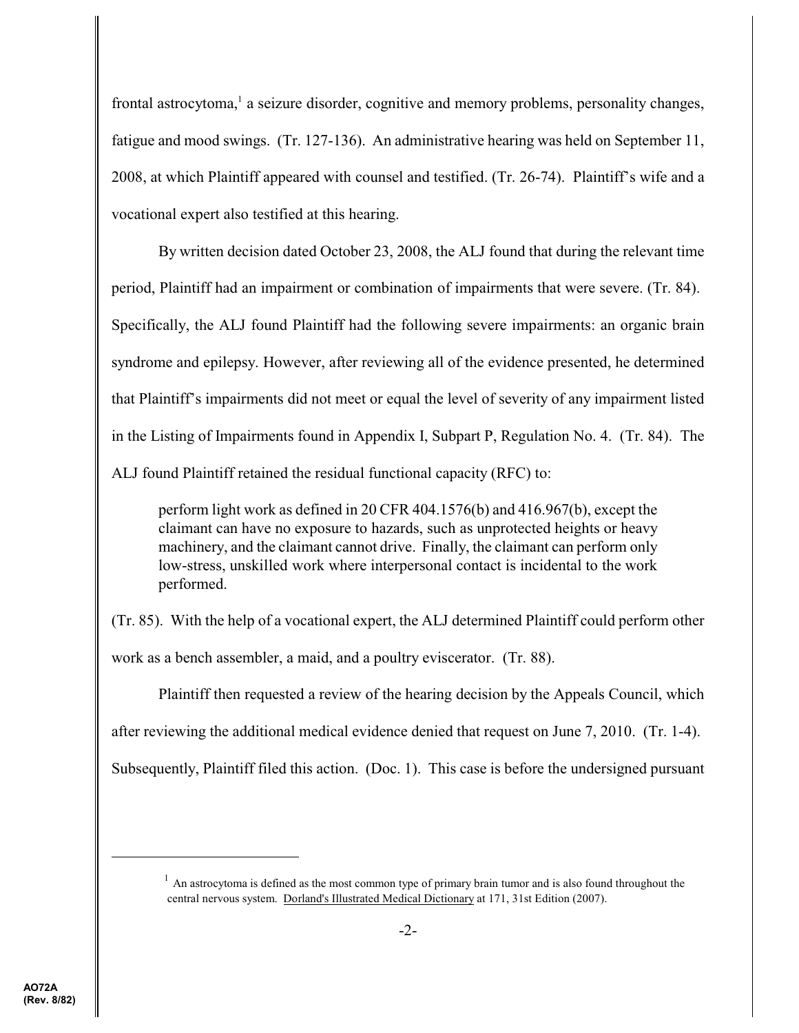frontal astrocytoma,[1] a seizure disorder, cognitive and memory problems, personality changes, fatigue and mood swings. (Tr. 127-136). An administrative hearing was held on September 11, 2008, at which Plaintiff appeared with counsel and testified. (Tr. 26-74). Plaintiff's wife and a vocational expert also testified at this hearing.

By written decision dated October 23, 2008, the ALJ found that during the relevant time period, Plaintiff had an impairment or combination of impairments that were severe. (Tr. 84). Specifically, the ALJ found Plaintiff had the following severe impairments: an organic brain syndrome and epilepsy. However, after reviewing all of the evidence presented, he determined that Plaintiff's impairments did not meet or equal the level of severity of any impairment listed in the Listing of Impairments found in Appendix I, Subpart P, Regulation No. 4. (Tr. 84). The ALJ found Plaintiff retained the residual functional capacity (RFC) to:

> perform light work as defined in 20 CFR 404.1576(b) and 416.967(b), except the claimant can have no exposure to hazards, such as unprotected heights or heavy machinery, and the claimant cannot drive. Finally, the claimant can perform only low-stress, unskilled work where interpersonal contact is incidental to the work performed.

(Tr. 85). With the help of a vocational expert, the ALJ determined Plaintiff could perform other work as a bench assembler, a maid, and a poultry eviscerator. (Tr. 88).

Plaintiff then requested a review of the hearing decision by the Appeals Council, which after reviewing the additional medical evidence denied that request on June 7, 2010. (Tr. 1-4). Subsequently, Plaintiff filed this action. (Doc. 1). This case is before the undersigned pursuant

---

[1] An astrocytoma is defined as the most common type of primary brain tumor and is also found throughout the central nervous system. Dorland's Illustrated Medical Dictionary at 171, 31st Edition (2007).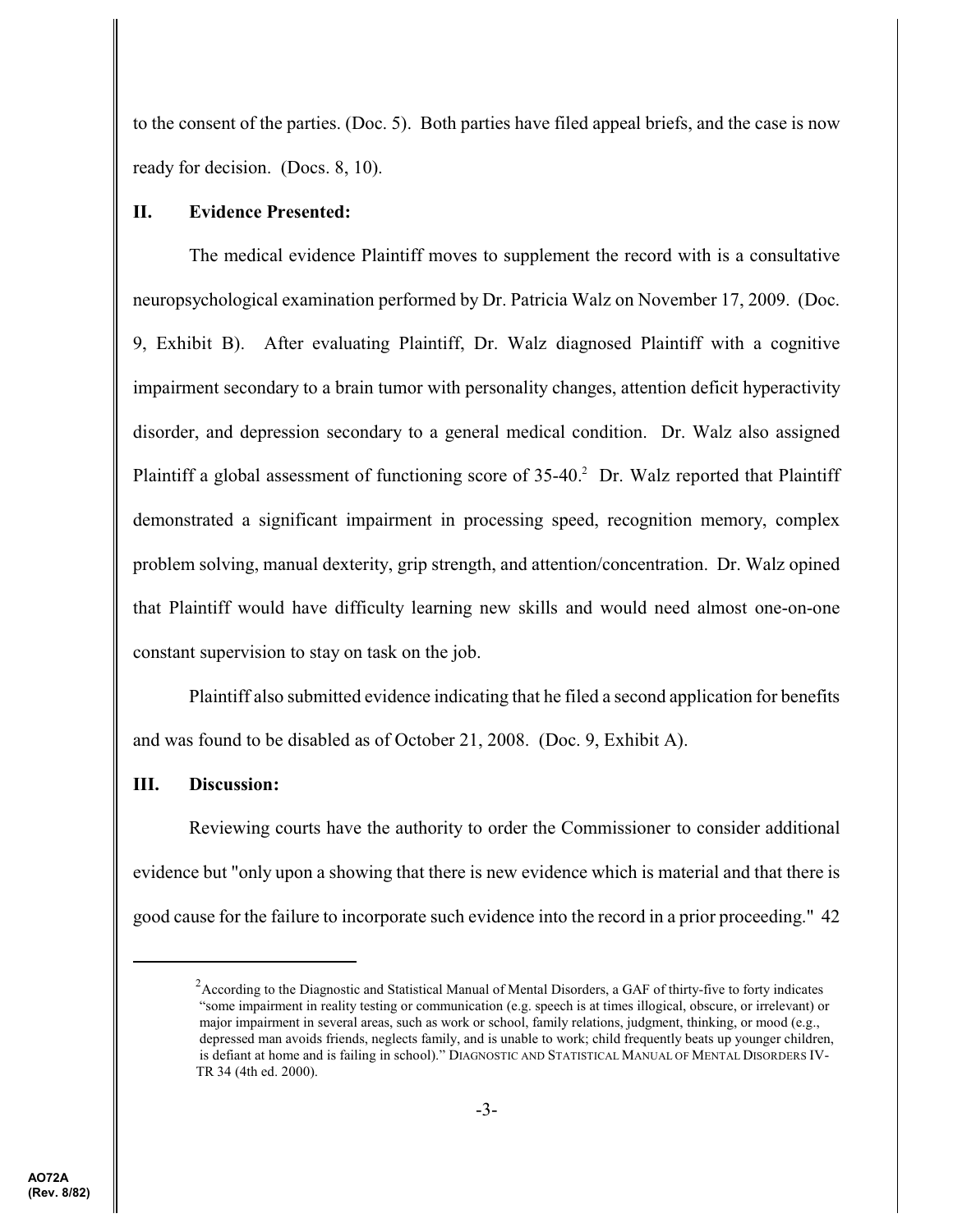to the consent of the parties. (Doc. 5). Both parties have filed appeal briefs, and the case is now ready for decision. (Docs. 8, 10).

## II. Evidence Presented:

The medical evidence Plaintiff moves to supplement the record with is a consultative neuropsychological examination performed by Dr. Patricia Walz on November 17, 2009. (Doc. 9, Exhibit B). After evaluating Plaintiff, Dr. Walz diagnosed Plaintiff with a cognitive impairment secondary to a brain tumor with personality changes, attention deficit hyperactivity disorder, and depression secondary to a general medical condition. Dr. Walz also assigned Plaintiff a global assessment of functioning score of 35-40.[2] Dr. Walz reported that Plaintiff demonstrated a significant impairment in processing speed, recognition memory, complex problem solving, manual dexterity, grip strength, and attention/concentration. Dr. Walz opined that Plaintiff would have difficulty learning new skills and would need almost one-on-one constant supervision to stay on task on the job.

Plaintiff also submitted evidence indicating that he filed a second application for benefits and was found to be disabled as of October 21, 2008. (Doc. 9, Exhibit A).

## III. Discussion:

Reviewing courts have the authority to order the Commissioner to consider additional evidence but "only upon a showing that there is new evidence which is material and that there is good cause for the failure to incorporate such evidence into the record in a prior proceeding." 42

---

[2] According to the Diagnostic and Statistical Manual of Mental Disorders, a GAF of thirty-five to forty indicates "some impairment in reality testing or communication (e.g. speech is at times illogical, obscure, or irrelevant) or major impairment in several areas, such as work or school, family relations, judgment, thinking, or mood (e.g., depressed man avoids friends, neglects family, and is unable to work; child frequently beats up younger children, is defiant at home and is failing in school)." DIAGNOSTIC AND STATISTICAL MANUAL OF MENTAL DISORDERS IV-TR 34 (4th ed. 2000).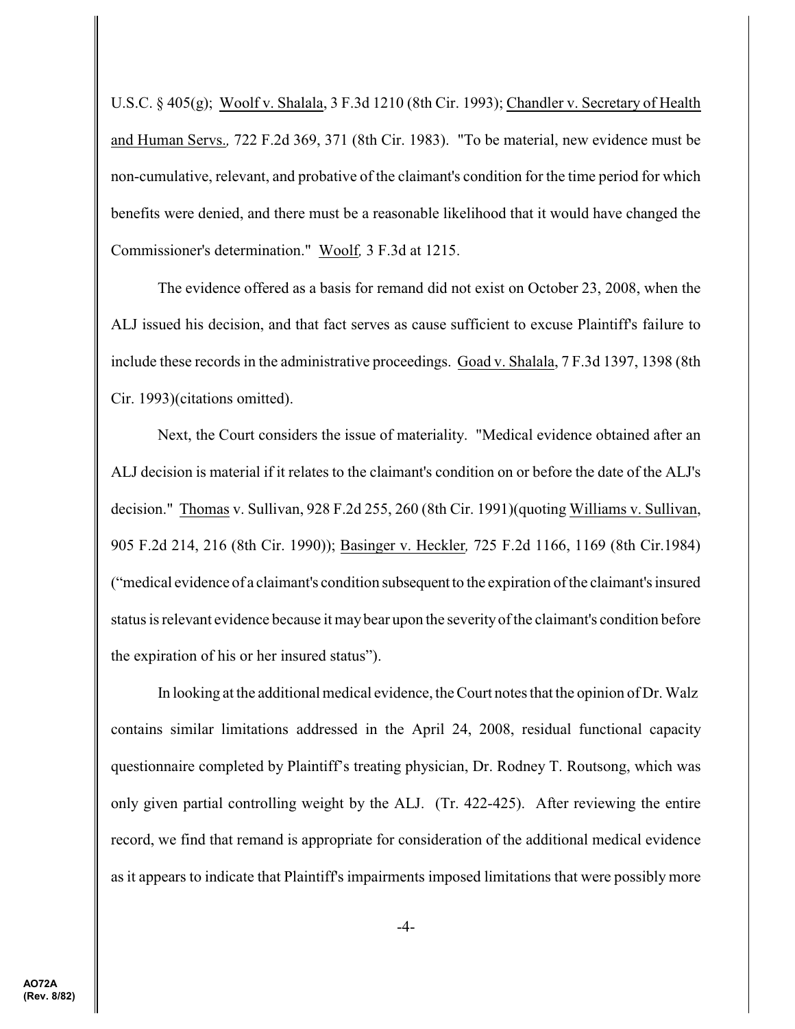U.S.C. § 405(g); Woolf v. Shalala, 3 F.3d 1210 (8th Cir. 1993); Chandler v. Secretary of Health and Human Servs., 722 F.2d 369, 371 (8th Cir. 1983). "To be material, new evidence must be non-cumulative, relevant, and probative of the claimant's condition for the time period for which benefits were denied, and there must be a reasonable likelihood that it would have changed the Commissioner's determination." Woolf, 3 F.3d at 1215.

The evidence offered as a basis for remand did not exist on October 23, 2008, when the ALJ issued his decision, and that fact serves as cause sufficient to excuse Plaintiff's failure to include these records in the administrative proceedings. Goad v. Shalala, 7 F.3d 1397, 1398 (8th Cir. 1993)(citations omitted).

Next, the Court considers the issue of materiality. "Medical evidence obtained after an ALJ decision is material if it relates to the claimant's condition on or before the date of the ALJ's decision." Thomas v. Sullivan, 928 F.2d 255, 260 (8th Cir. 1991)(quoting Williams v. Sullivan, 905 F.2d 214, 216 (8th Cir. 1990)); Basinger v. Heckler, 725 F.2d 1166, 1169 (8th Cir.1984) ("medical evidence of a claimant's condition subsequent to the expiration of the claimant's insured status is relevant evidence because it may bear upon the severity of the claimant's condition before the expiration of his or her insured status").

In looking at the additional medical evidence, the Court notes that the opinion of Dr. Walz contains similar limitations addressed in the April 24, 2008, residual functional capacity questionnaire completed by Plaintiff's treating physician, Dr. Rodney T. Routsong, which was only given partial controlling weight by the ALJ. (Tr. 422-425). After reviewing the entire record, we find that remand is appropriate for consideration of the additional medical evidence as it appears to indicate that Plaintiff's impairments imposed limitations that were possibly more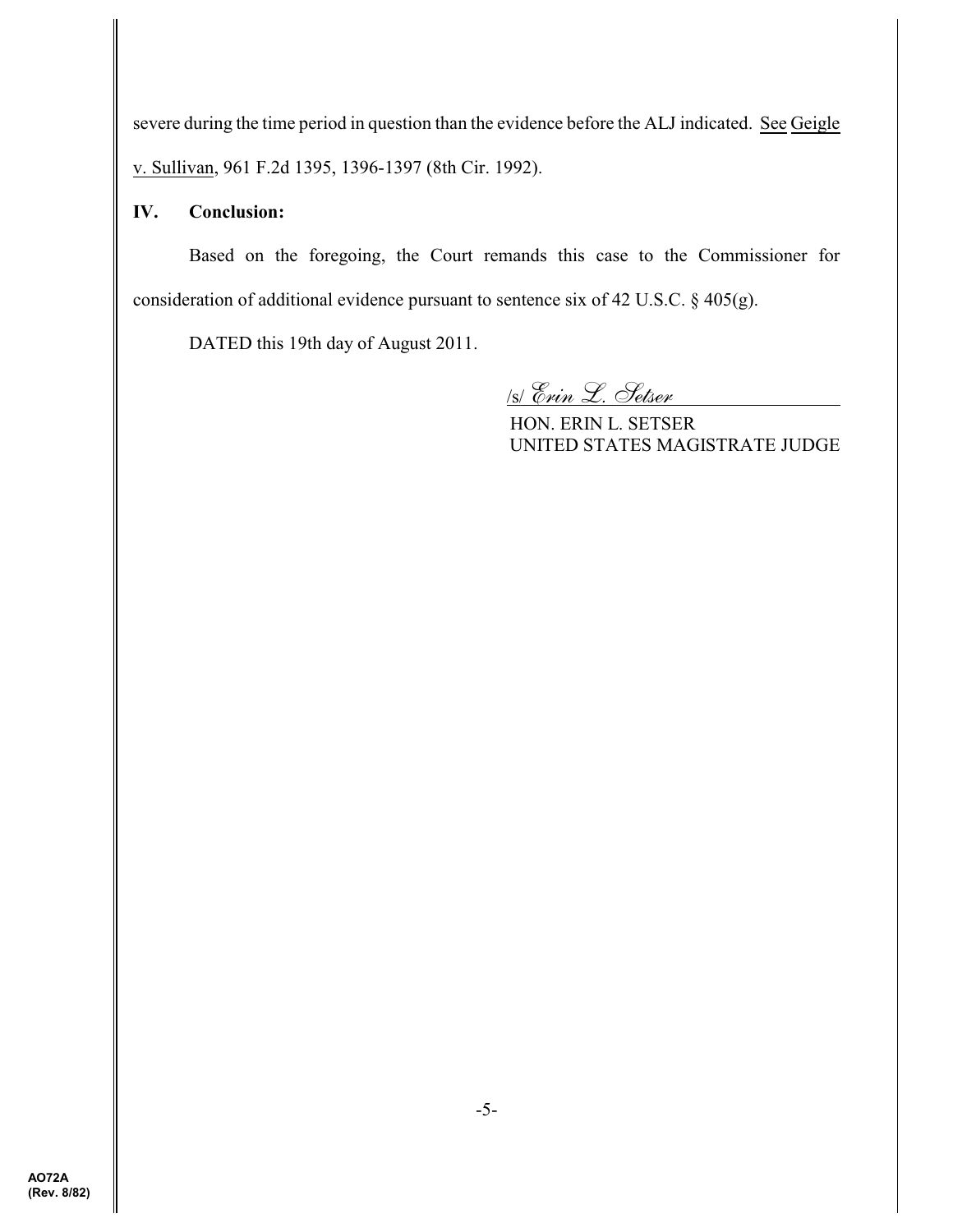severe during the time period in question than the evidence before the ALJ indicated. See Geigle v. Sullivan, 961 F.2d 1395, 1396-1397 (8th Cir. 1992).

**IV. Conclusion:**

Based on the foregoing, the Court remands this case to the Commissioner for consideration of additional evidence pursuant to sentence six of 42 U.S.C. § 405(g).

DATED this 19th day of August 2011.

/s/ *Erin L. Setser*

HON. ERIN L. SETSER
UNITED STATES MAGISTRATE JUDGE

AO72A
(Rev. 8/82)